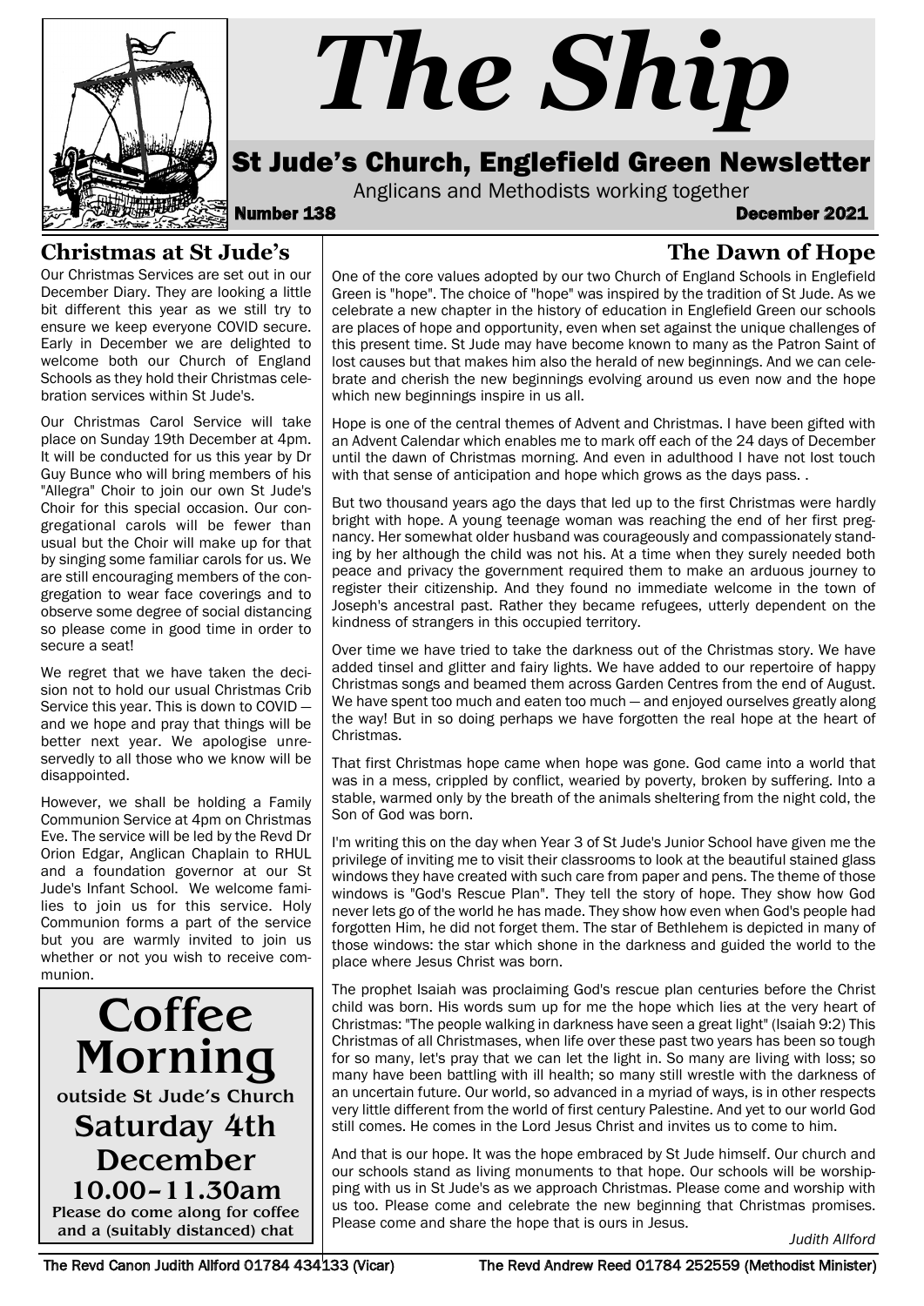# The Ship

## St Jude's Church, Englefield Green Newsletter

Anglicans and Methodists working together

**Number 138** **December 2021**

## Christmas at St Jude's

Our Christmas Services are set out in our December Diary. They are looking a little bit different this year as we still try to ensure we keep everyone COVID secure. Early in December we are delighted to welcome both our Church of England Schools as they hold their Christmas celebration services within St Jude's.

Our Christmas Carol Service will take place on Sunday 19th December at 4pm. It will be conducted for us this year by Dr Guy Bunce who will bring members of his "Allegra" Choir to join our own St Jude's Choir for this special occasion. Our congregational carols will be fewer than usual but the Choir will make up for that by singing some familiar carols for us. We are still encouraging members of the congregation to wear face coverings and to observe some degree of social distancing so please come in good time in order to secure a seat!

We regret that we have taken the decision not to hold our usual Christmas Crib Service this year. This is down to COVID — and we hope and pray that things will be better next year. We apologise unreservedly to all those who we know will be disappointed.

However, we shall be holding a Family Communion Service at 4pm on Christmas Eve. The service will be led by the Revd Dr Orion Edgar, Anglican Chaplain to RHUL and a foundation governor at our St Jude's Infant School. We welcome families to join us for this service. Holy Communion forms a part of the service but you are warmly invited to join us whether or not you wish to receive communion.

**Coffee Morning**
**outside St Jude's Church**
**Saturday 4th December**
**10.00–11.30am**
**Please do come along for coffee and a (suitably distanced) chat**

## The Dawn of Hope

One of the core values adopted by our two Church of England Schools in Englefield Green is "hope". The choice of "hope" was inspired by the tradition of St Jude. As we celebrate a new chapter in the history of education in Englefield Green our schools are places of hope and opportunity, even when set against the unique challenges of this present time. St Jude may have become known to many as the Patron Saint of lost causes but that makes him also the herald of new beginnings. And we can celebrate and cherish the new beginnings evolving around us even now and the hope which new beginnings inspire in us all.

Hope is one of the central themes of Advent and Christmas. I have been gifted with an Advent Calendar which enables me to mark off each of the 24 days of December until the dawn of Christmas morning. And even in adulthood I have not lost touch with that sense of anticipation and hope which grows as the days pass. .

But two thousand years ago the days that led up to the first Christmas were hardly bright with hope. A young teenage woman was reaching the end of her first pregnancy. Her somewhat older husband was courageously and compassionately standing by her although the child was not his. At a time when they surely needed both peace and privacy the government required them to make an arduous journey to register their citizenship. And they found no immediate welcome in the town of Joseph's ancestral past. Rather they became refugees, utterly dependent on the kindness of strangers in this occupied territory.

Over time we have tried to take the darkness out of the Christmas story. We have added tinsel and glitter and fairy lights. We have added to our repertoire of happy Christmas songs and beamed them across Garden Centres from the end of August. We have spent too much and eaten too much — and enjoyed ourselves greatly along the way! But in so doing perhaps we have forgotten the real hope at the heart of Christmas.

That first Christmas hope came when hope was gone. God came into a world that was in a mess, crippled by conflict, wearied by poverty, broken by suffering. Into a stable, warmed only by the breath of the animals sheltering from the night cold, the Son of God was born.

I'm writing this on the day when Year 3 of St Jude's Junior School have given me the privilege of inviting me to visit their classrooms to look at the beautiful stained glass windows they have created with such care from paper and pens. The theme of those windows is "God's Rescue Plan". They tell the story of hope. They show how God never lets go of the world he has made. They show how even when God's people had forgotten Him, he did not forget them. The star of Bethlehem is depicted in many of those windows: the star which shone in the darkness and guided the world to the place where Jesus Christ was born.

The prophet Isaiah was proclaiming God's rescue plan centuries before the Christ child was born. His words sum up for me the hope which lies at the very heart of Christmas: "The people walking in darkness have seen a great light" (Isaiah 9:2) This Christmas of all Christmases, when life over these past two years has been so tough for so many, let's pray that we can let the light in. So many are living with loss; so many have been battling with ill health; so many still wrestle with the darkness of an uncertain future. Our world, so advanced in a myriad of ways, is in other respects very little different from the world of first century Palestine. And yet to our world God still comes. He comes in the Lord Jesus Christ and invites us to come to him.

And that is our hope. It was the hope embraced by St Jude himself. Our church and our schools stand as living monuments to that hope. Our schools will be worshipping with us in St Jude's as we approach Christmas. Please come and worship with us too. Please come and celebrate the new beginning that Christmas promises. Please come and share the hope that is ours in Jesus.

*Judith Allford*

The Revd Canon Judith Allford 01784 434133 (Vicar) The Revd Andrew Reed 01784 252559 (Methodist Minister)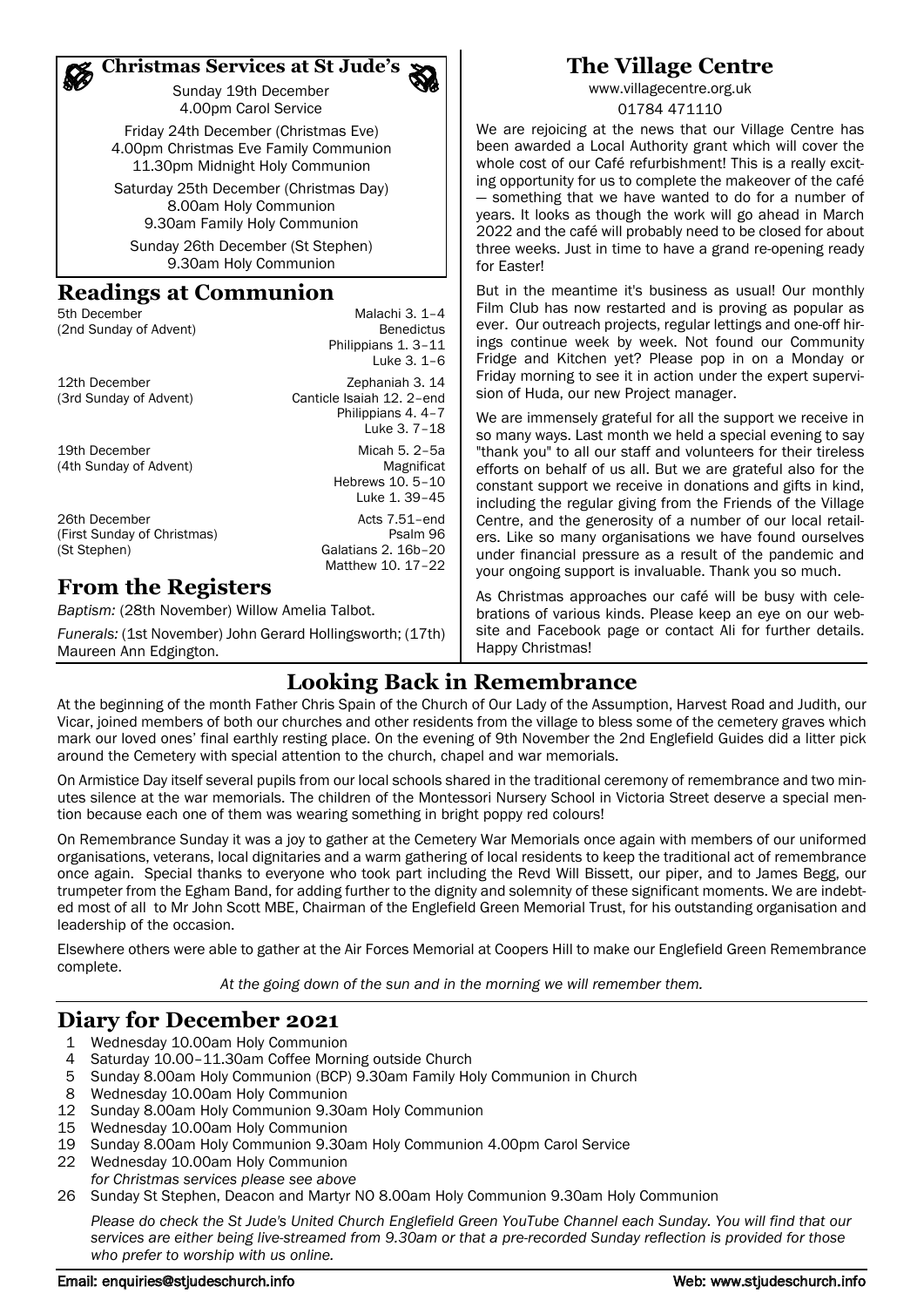## Christmas Services at St Jude's

Sunday 19th December
4.00pm Carol Service

Friday 24th December (Christmas Eve)
4.00pm Christmas Eve Family Communion
11.30pm Midnight Holy Communion

Saturday 25th December (Christmas Day)
8.00am Holy Communion
9.30am Family Holy Communion

Sunday 26th December (St Stephen)
9.30am Holy Communion

## Readings at Communion

| | |
|---|---|
| 5th December (2nd Sunday of Advent) | Malachi 3. 1–4<br>Benedictus<br>Philippians 1. 3–11<br>Luke 3. 1–6 |
| 12th December (3rd Sunday of Advent) | Zephaniah 3. 14<br>Canticle Isaiah 12. 2–end<br>Philippians 4. 4–7<br>Luke 3. 7–18 |
| 19th December (4th Sunday of Advent) | Micah 5. 2–5a<br>Magnificat<br>Hebrews 10. 5–10<br>Luke 1. 39–45 |
| 26th December (First Sunday of Christmas) (St Stephen) | Acts 7.51–end<br>Psalm 96<br>Galatians 2. 16b–20<br>Matthew 10. 17–22 |

## From the Registers

*Baptism:* (28th November) Willow Amelia Talbot.

*Funerals:* (1st November) John Gerard Hollingsworth; (17th) Maureen Ann Edgington.

## The Village Centre

www.villagecentre.org.uk
01784 471110

We are rejoicing at the news that our Village Centre has been awarded a Local Authority grant which will cover the whole cost of our Café refurbishment! This is a really exciting opportunity for us to complete the makeover of the café — something that we have wanted to do for a number of years. It looks as though the work will go ahead in March 2022 and the café will probably need to be closed for about three weeks. Just in time to have a grand re-opening ready for Easter!

But in the meantime it's business as usual! Our monthly Film Club has now restarted and is proving as popular as ever. Our outreach projects, regular lettings and one-off hirings continue week by week. Not found our Community Fridge and Kitchen yet? Please pop in on a Monday or Friday morning to see it in action under the expert supervision of Huda, our new Project manager.

We are immensely grateful for all the support we receive in so many ways. Last month we held a special evening to say "thank you" to all our staff and volunteers for their tireless efforts on behalf of us all. But we are grateful also for the constant support we receive in donations and gifts in kind, including the regular giving from the Friends of the Village Centre, and the generosity of a number of our local retailers. Like so many organisations we have found ourselves under financial pressure as a result of the pandemic and your ongoing support is invaluable. Thank you so much.

As Christmas approaches our café will be busy with celebrations of various kinds. Please keep an eye on our website and Facebook page or contact Ali for further details. Happy Christmas!

## Looking Back in Remembrance

At the beginning of the month Father Chris Spain of the Church of Our Lady of the Assumption, Harvest Road and Judith, our Vicar, joined members of both our churches and other residents from the village to bless some of the cemetery graves which mark our loved ones' final earthly resting place. On the evening of 9th November the 2nd Englefield Guides did a litter pick around the Cemetery with special attention to the church, chapel and war memorials.

On Armistice Day itself several pupils from our local schools shared in the traditional ceremony of remembrance and two minutes silence at the war memorials. The children of the Montessori Nursery School in Victoria Street deserve a special mention because each one of them was wearing something in bright poppy red colours!

On Remembrance Sunday it was a joy to gather at the Cemetery War Memorials once again with members of our uniformed organisations, veterans, local dignitaries and a warm gathering of local residents to keep the traditional act of remembrance once again. Special thanks to everyone who took part including the Revd Will Bissett, our piper, and to James Begg, our trumpeter from the Egham Band, for adding further to the dignity and solemnity of these significant moments. We are indebted most of all to Mr John Scott MBE, Chairman of the Englefield Green Memorial Trust, for his outstanding organisation and leadership of the occasion.

Elsewhere others were able to gather at the Air Forces Memorial at Coopers Hill to make our Englefield Green Remembrance complete.

*At the going down of the sun and in the morning we will remember them.*

## Diary for December 2021

- 1 Wednesday 10.00am Holy Communion
- 4 Saturday 10.00–11.30am Coffee Morning outside Church
- 5 Sunday 8.00am Holy Communion (BCP) 9.30am Family Holy Communion in Church
- 8 Wednesday 10.00am Holy Communion
- 12 Sunday 8.00am Holy Communion 9.30am Holy Communion
- 15 Wednesday 10.00am Holy Communion
- 19 Sunday 8.00am Holy Communion 9.30am Holy Communion 4.00pm Carol Service
- 22 Wednesday 10.00am Holy Communion
  *for Christmas services please see above*
- 26 Sunday St Stephen, Deacon and Martyr NO 8.00am Holy Communion 9.30am Holy Communion

*Please do check the St Jude's United Church Englefield Green YouTube Channel each Sunday. You will find that our services are either being live-streamed from 9.30am or that a pre-recorded Sunday reflection is provided for those who prefer to worship with us online.*

Email: enquiries@stjudeschurch.info    Web: www.stjudeschurch.info